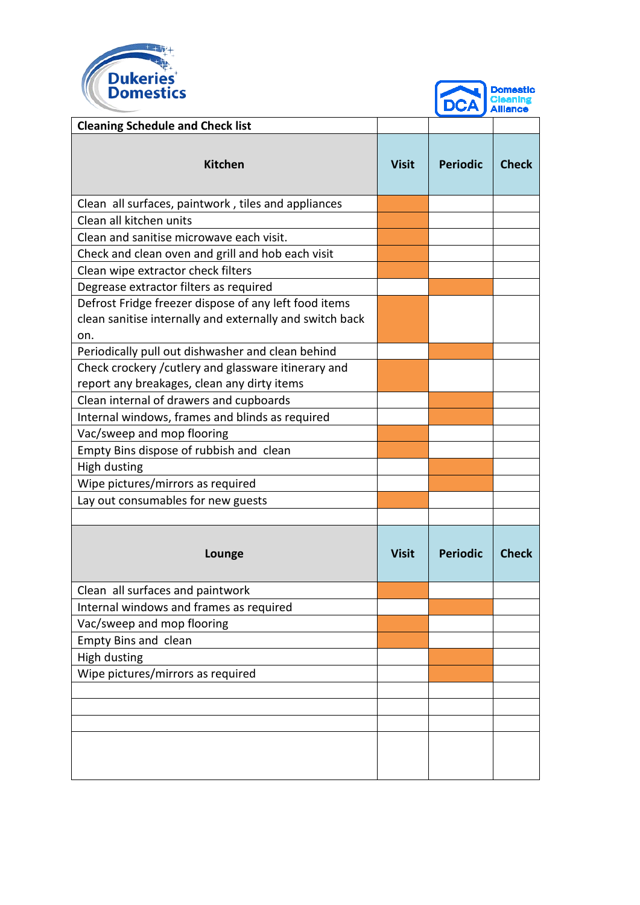Dukeries Domestics

DCA Domestic Cleaning Alliance

| Cleaning Schedule and Check list | | | |
|---|---|---|---|
| **Kitchen** | **Visit** | **Periodic** | **Check** |
| Clean all surfaces, paintwork , tiles and appliances | ■ | | |
| Clean all kitchen units | ■ | | |
| Clean and sanitise microwave each visit. | ■ | | |
| Check and clean oven and grill and hob each visit | ■ | | |
| Clean wipe extractor check filters | ■ | | |
| Degrease extractor filters as required | | ■ | |
| Defrost Fridge freezer dispose of any left food items clean sanitise internally and externally and switch back on. | ■ | | |
| Periodically pull out dishwasher and clean behind | | ■ | |
| Check crockery /cutlery and glassware itinerary and report any breakages, clean any dirty items | ■ | | |
| Clean internal of drawers and cupboards | | ■ | |
| Internal windows, frames and blinds as required | | ■ | |
| Vac/sweep and mop flooring | ■ | | |
| Empty Bins dispose of rubbish and clean | ■ | | |
| High dusting | | ■ | |
| Wipe pictures/mirrors as required | | ■ | |
| Lay out consumables for new guests | ■ | | |
| | | | |
| **Lounge** | **Visit** | **Periodic** | **Check** |
| Clean all surfaces and paintwork | ■ | | |
| Internal windows and frames as required | | ■ | |
| Vac/sweep and mop flooring | ■ | | |
| Empty Bins and clean | ■ | | |
| High dusting | | ■ | |
| Wipe pictures/mirrors as required | | ■ | |
| | | | |
| | | | |
| | | | |
| | | | |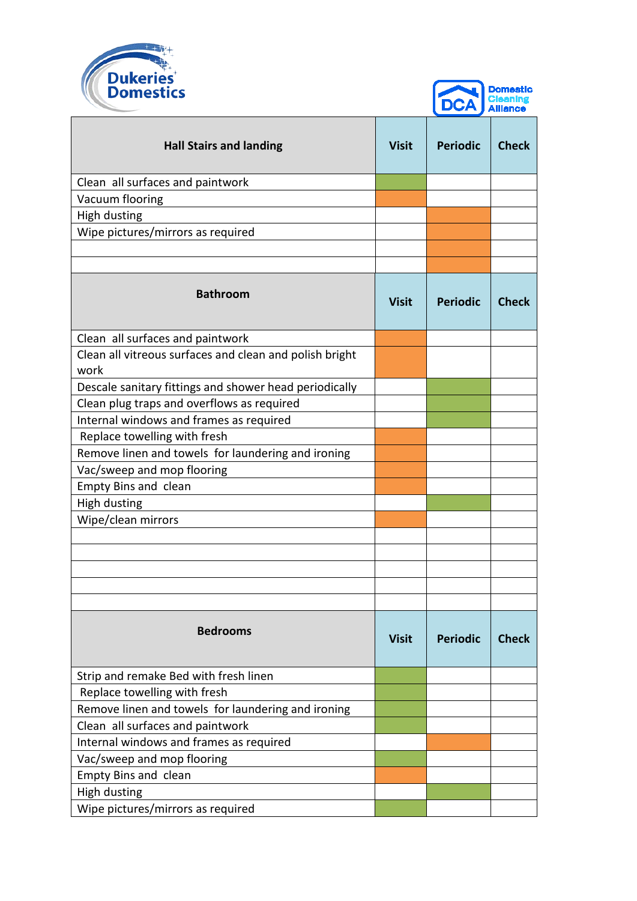Dukeries Domestics

DCA Domestic Cleaning Alliance

| Hall Stairs and landing | Visit | Periodic | Check |
|---|---|---|---|
| Clean all surfaces and paintwork | | | |
| Vacuum flooring | | | |
| High dusting | | | |
| Wipe pictures/mirrors as required | | | |
| | | | |
| | | | |

| Bathroom | Visit | Periodic | Check |
|---|---|---|---|
| Clean all surfaces and paintwork | | | |
| Clean all vitreous surfaces and clean and polish bright work | | | |
| Descale sanitary fittings and shower head periodically | | | |
| Clean plug traps and overflows as required | | | |
| Internal windows and frames as required | | | |
| Replace towelling with fresh | | | |
| Remove linen and towels for laundering and ironing | | | |
| Vac/sweep and mop flooring | | | |
| Empty Bins and clean | | | |
| High dusting | | | |
| Wipe/clean mirrors | | | |
| | | | |
| | | | |
| | | | |
| | | | |
| | | | |

| Bedrooms | Visit | Periodic | Check |
|---|---|---|---|
| Strip and remake Bed with fresh linen | | | |
| Replace towelling with fresh | | | |
| Remove linen and towels for laundering and ironing | | | |
| Clean all surfaces and paintwork | | | |
| Internal windows and frames as required | | | |
| Vac/sweep and mop flooring | | | |
| Empty Bins and clean | | | |
| High dusting | | | |
| Wipe pictures/mirrors as required | | | |